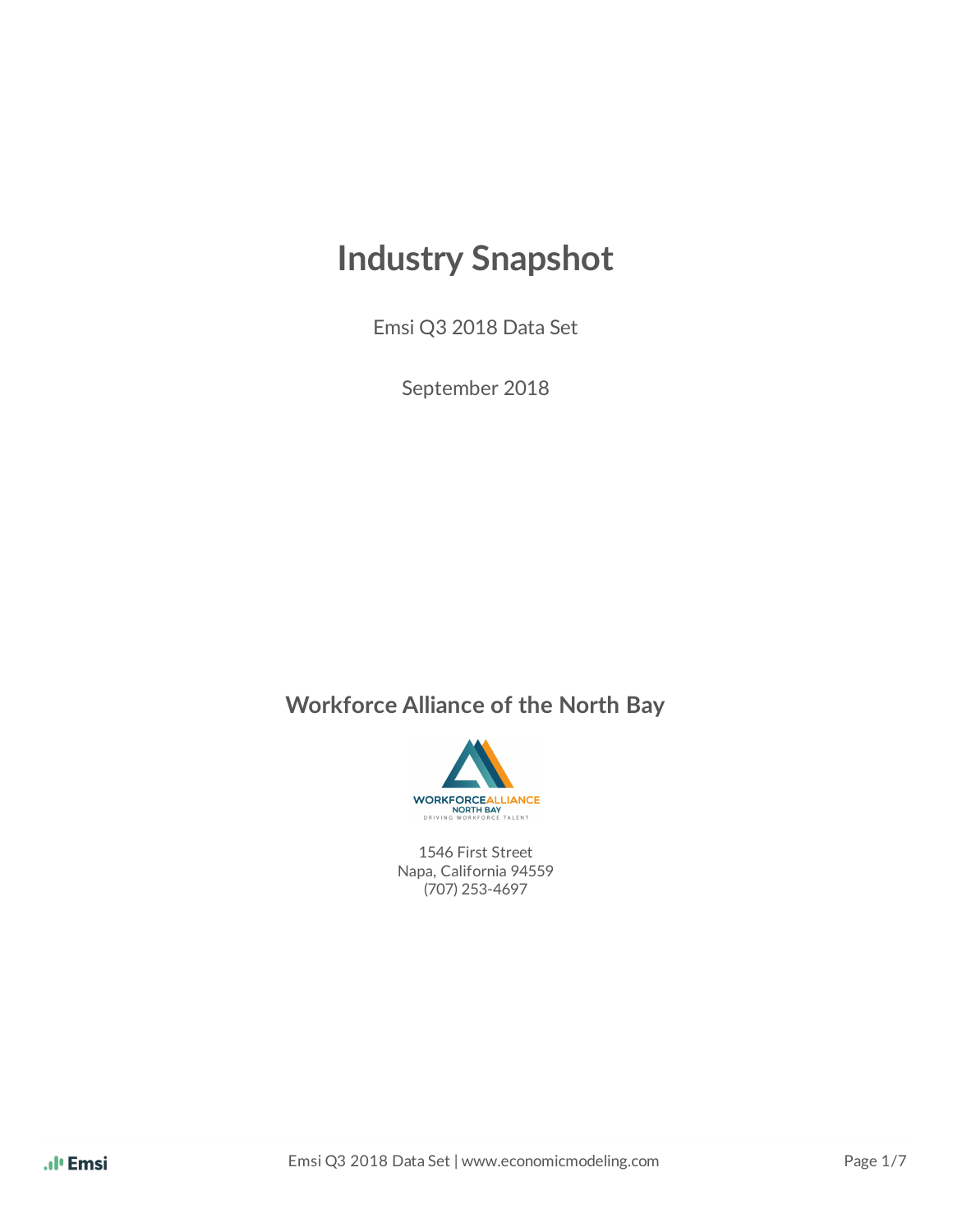# Industry Snapshot

Emsi Q3 2018 Data Set

September 2018

## Workforce Alliance of the North Bay

1546 First Street
Napa, California 94559
(707) 253-4697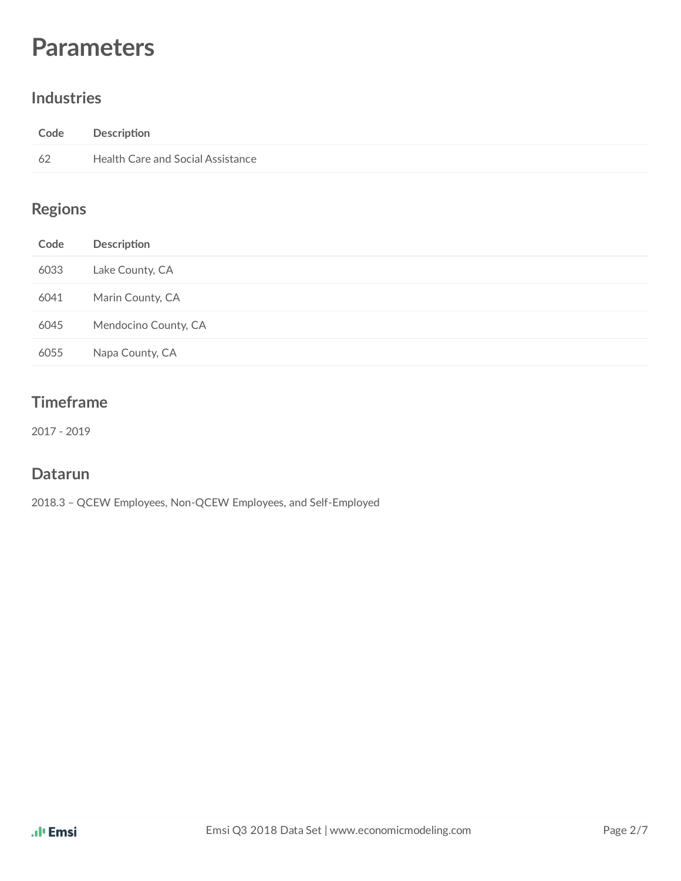# Parameters

## Industries

| Code | Description |
| --- | --- |
| 62 | Health Care and Social Assistance |

## Regions

| Code | Description |
| --- | --- |
| 6033 | Lake County, CA |
| 6041 | Marin County, CA |
| 6045 | Mendocino County, CA |
| 6055 | Napa County, CA |

## Timeframe

2017 - 2019

## Datarun

2018.3 – QCEW Employees, Non-QCEW Employees, and Self-Employed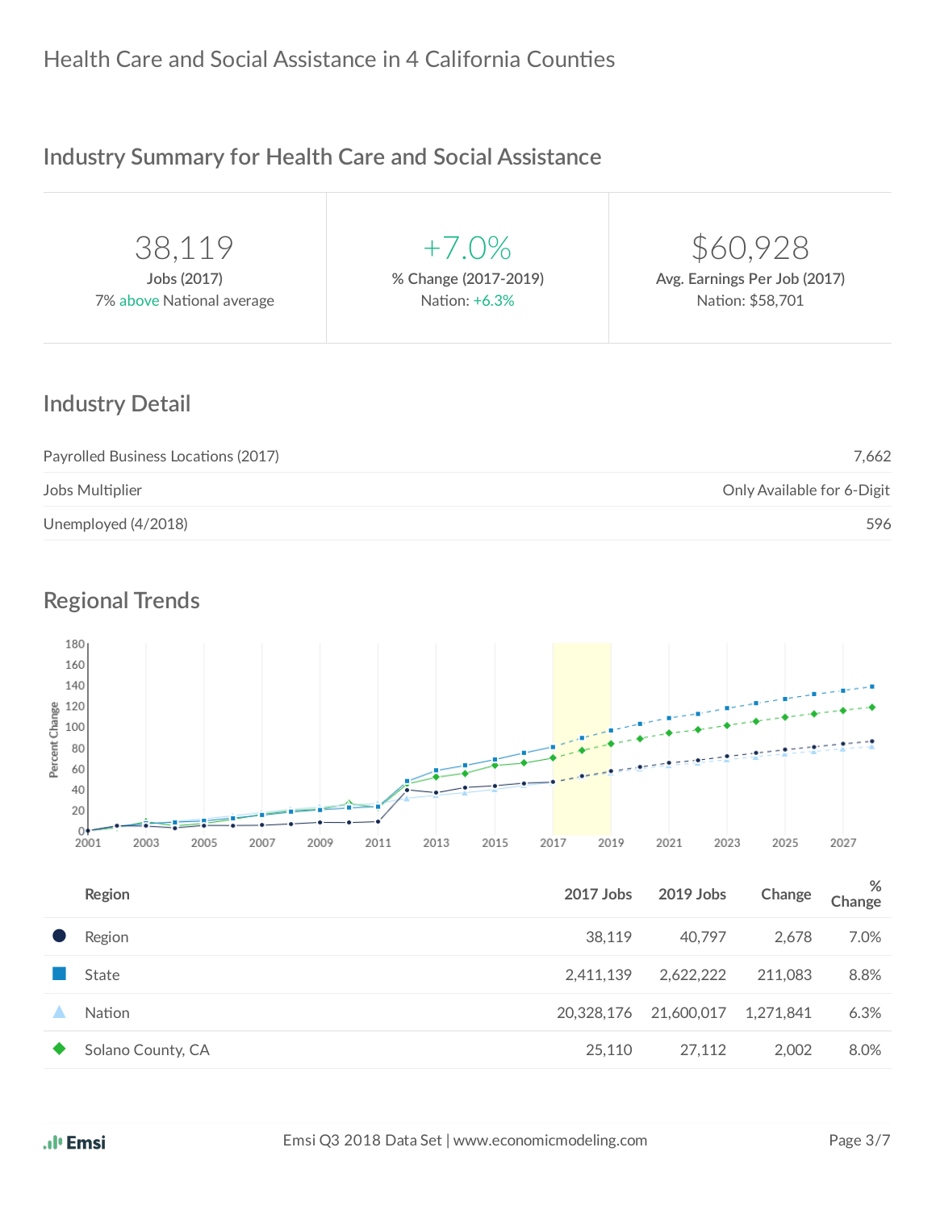# Health Care and Social Assistance in 4 California Counties

## Industry Summary for Health Care and Social Assistance

| 38,119 | +7.0% | $60,928 |
|---|---|---|
| **Jobs (2017)** | **% Change (2017-2019)** | **Avg. Earnings Per Job (2017)** |
| 7% above National average | Nation: +6.3% | Nation: $58,701 |

## Industry Detail

| | |
|---|---|
| Payrolled Business Locations (2017) | 7,662 |
| Jobs Multiplier | Only Available for 6-Digit |
| Unemployed (4/2018) | 596 |

## Regional Trends

| Region | 2017 Jobs | 2019 Jobs | Change | % Change |
|---|---|---|---|---|
| Region | 38,119 | 40,797 | 2,678 | 7.0% |
| State | 2,411,139 | 2,622,222 | 211,083 | 8.8% |
| Nation | 20,328,176 | 21,600,017 | 1,271,841 | 6.3% |
| Solano County, CA | 25,110 | 27,112 | 2,002 | 8.0% |

Emsi Q3 2018 Data Set | www.economicmodeling.com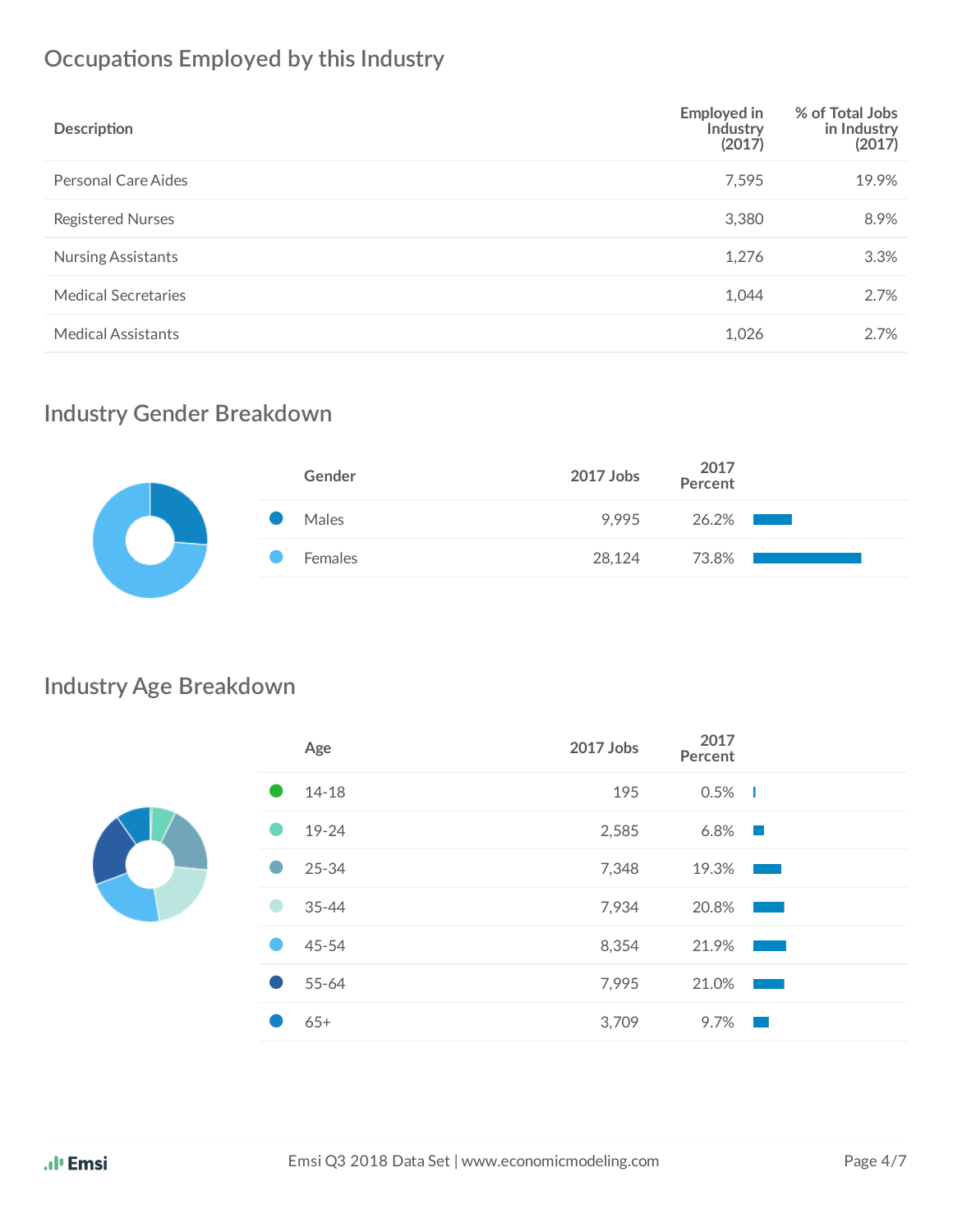## Occupations Employed by this Industry

| Description | Employed in Industry (2017) | % of Total Jobs in Industry (2017) |
|---|---|---|
| Personal Care Aides | 7,595 | 19.9% |
| Registered Nurses | 3,380 | 8.9% |
| Nursing Assistants | 1,276 | 3.3% |
| Medical Secretaries | 1,044 | 2.7% |
| Medical Assistants | 1,026 | 2.7% |

## Industry Gender Breakdown

| Gender | 2017 Jobs | 2017 Percent |
|---|---|---|
| Males | 9,995 | 26.2% |
| Females | 28,124 | 73.8% |

## Industry Age Breakdown

| Age | 2017 Jobs | 2017 Percent |
|---|---|---|
| 14-18 | 195 | 0.5% |
| 19-24 | 2,585 | 6.8% |
| 25-34 | 7,348 | 19.3% |
| 35-44 | 7,934 | 20.8% |
| 45-54 | 8,354 | 21.9% |
| 55-64 | 7,995 | 21.0% |
| 65+ | 3,709 | 9.7% |

Emsi Q3 2018 Data Set | www.economicmodeling.com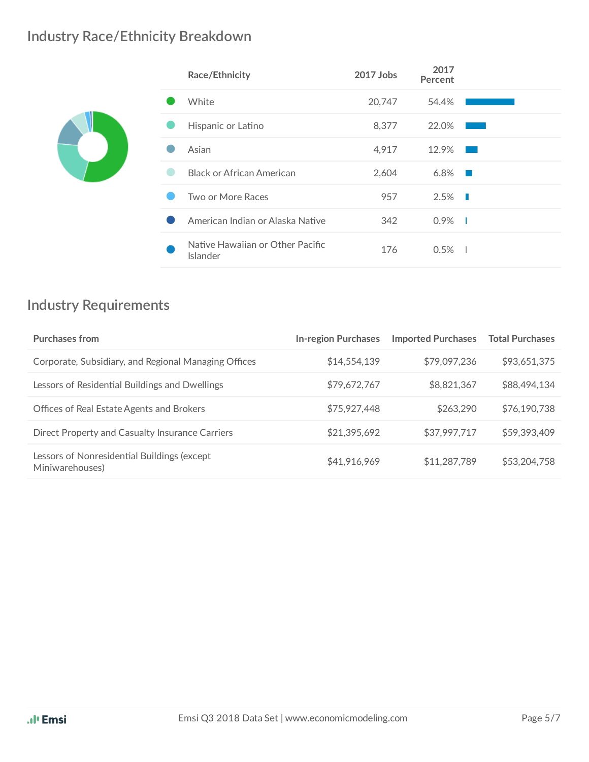## Industry Race/Ethnicity Breakdown

| Race/Ethnicity | 2017 Jobs | 2017 Percent |
|---|---|---|
| White | 20,747 | 54.4% |
| Hispanic or Latino | 8,377 | 22.0% |
| Asian | 4,917 | 12.9% |
| Black or African American | 2,604 | 6.8% |
| Two or More Races | 957 | 2.5% |
| American Indian or Alaska Native | 342 | 0.9% |
| Native Hawaiian or Other Pacific Islander | 176 | 0.5% |

## Industry Requirements

| Purchases from | In-region Purchases | Imported Purchases | Total Purchases |
|---|---|---|---|
| Corporate, Subsidiary, and Regional Managing Offices | $14,554,139 | $79,097,236 | $93,651,375 |
| Lessors of Residential Buildings and Dwellings | $79,672,767 | $8,821,367 | $88,494,134 |
| Offices of Real Estate Agents and Brokers | $75,927,448 | $263,290 | $76,190,738 |
| Direct Property and Casualty Insurance Carriers | $21,395,692 | $37,997,717 | $59,393,409 |
| Lessors of Nonresidential Buildings (except Miniwarehouses) | $41,916,969 | $11,287,789 | $53,204,758 |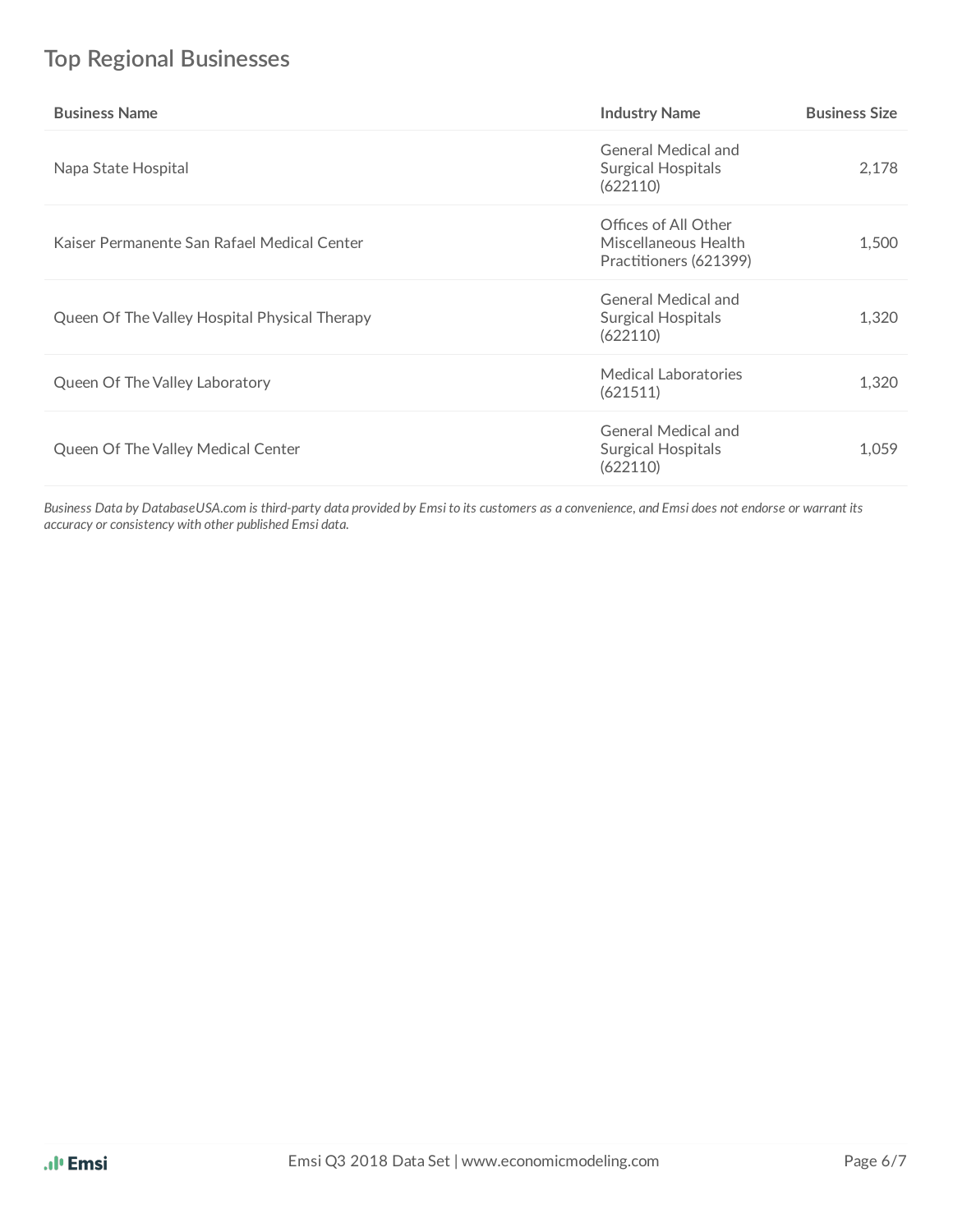## Top Regional Businesses

| Business Name | Industry Name | Business Size |
| --- | --- | --- |
| Napa State Hospital | General Medical and Surgical Hospitals (622110) | 2,178 |
| Kaiser Permanente San Rafael Medical Center | Offices of All Other Miscellaneous Health Practitioners (621399) | 1,500 |
| Queen Of The Valley Hospital Physical Therapy | General Medical and Surgical Hospitals (622110) | 1,320 |
| Queen Of The Valley Laboratory | Medical Laboratories (621511) | 1,320 |
| Queen Of The Valley Medical Center | General Medical and Surgical Hospitals (622110) | 1,059 |

*Business Data by DatabaseUSA.com is third-party data provided by Emsi to its customers as a convenience, and Emsi does not endorse or warrant its accuracy or consistency with other published Emsi data.*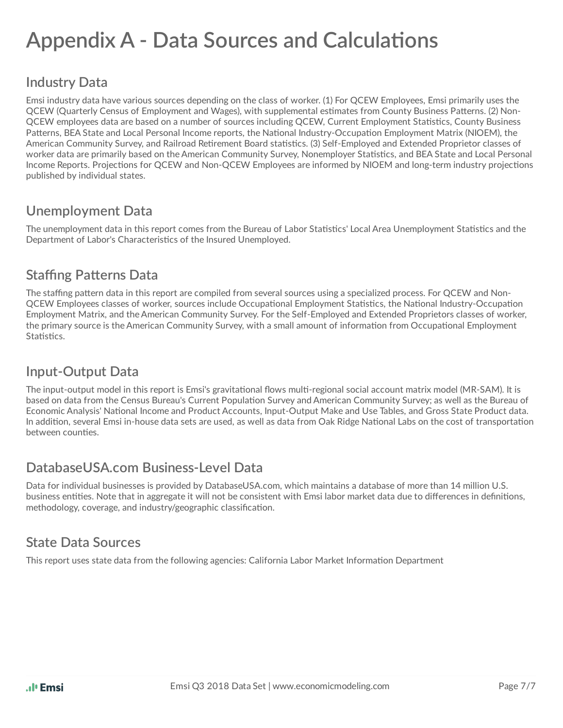# Appendix A - Data Sources and Calculations

## Industry Data

Emsi industry data have various sources depending on the class of worker. (1) For QCEW Employees, Emsi primarily uses the QCEW (Quarterly Census of Employment and Wages), with supplemental estimates from County Business Patterns. (2) Non-QCEW employees data are based on a number of sources including QCEW, Current Employment Statistics, County Business Patterns, BEA State and Local Personal Income reports, the National Industry-Occupation Employment Matrix (NIOEM), the American Community Survey, and Railroad Retirement Board statistics. (3) Self-Employed and Extended Proprietor classes of worker data are primarily based on the American Community Survey, Nonemployer Statistics, and BEA State and Local Personal Income Reports. Projections for QCEW and Non-QCEW Employees are informed by NIOEM and long-term industry projections published by individual states.

## Unemployment Data

The unemployment data in this report comes from the Bureau of Labor Statistics' Local Area Unemployment Statistics and the Department of Labor's Characteristics of the Insured Unemployed.

## Staffing Patterns Data

The staffing pattern data in this report are compiled from several sources using a specialized process. For QCEW and Non-QCEW Employees classes of worker, sources include Occupational Employment Statistics, the National Industry-Occupation Employment Matrix, and the American Community Survey. For the Self-Employed and Extended Proprietors classes of worker, the primary source is the American Community Survey, with a small amount of information from Occupational Employment Statistics.

## Input-Output Data

The input-output model in this report is Emsi's gravitational flows multi-regional social account matrix model (MR-SAM). It is based on data from the Census Bureau's Current Population Survey and American Community Survey; as well as the Bureau of Economic Analysis' National Income and Product Accounts, Input-Output Make and Use Tables, and Gross State Product data. In addition, several Emsi in-house data sets are used, as well as data from Oak Ridge National Labs on the cost of transportation between counties.

## DatabaseUSA.com Business-Level Data

Data for individual businesses is provided by DatabaseUSA.com, which maintains a database of more than 14 million U.S. business entities. Note that in aggregate it will not be consistent with Emsi labor market data due to differences in definitions, methodology, coverage, and industry/geographic classification.

## State Data Sources

This report uses state data from the following agencies: California Labor Market Information Department